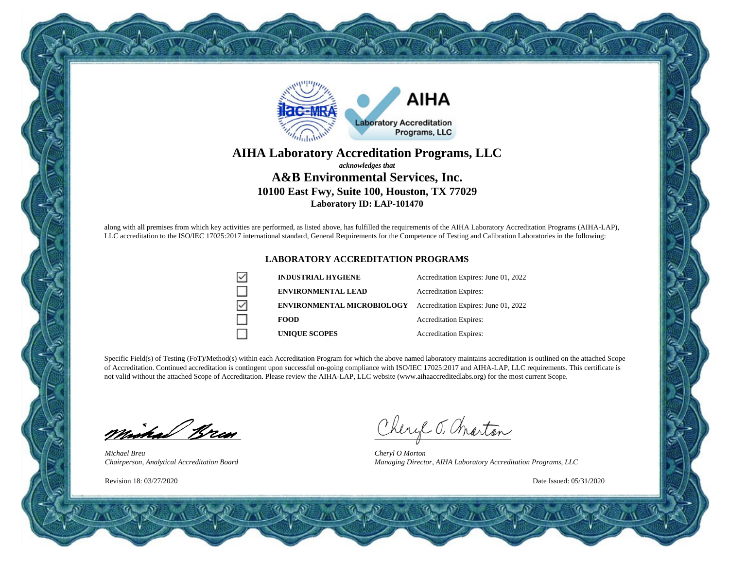# AIHA Laboratory Accreditation Programs, LLC

***acknowledges that***

## A&B Environmental Services, Inc.

### 10100 East Fwy, Suite 100, Houston, TX 77029

**Laboratory ID: LAP-101470**

along with all premises from which key activities are performed, as listed above, has fulfilled the requirements of the AIHA Laboratory Accreditation Programs (AIHA-LAP), LLC accreditation to the ISO/IEC 17025:2017 international standard, General Requirements for the Competence of Testing and Calibration Laboratories in the following:

### LABORATORY ACCREDITATION PROGRAMS

| | Program | Accreditation |
|---|---|---|
| ☑ | **INDUSTRIAL HYGIENE** | Accreditation Expires: June 01, 2022 |
| ☐ | **ENVIRONMENTAL LEAD** | Accreditation Expires: |
| ☑ | **ENVIRONMENTAL MICROBIOLOGY** | Accreditation Expires: June 01, 2022 |
| ☐ | **FOOD** | Accreditation Expires: |
| ☐ | **UNIQUE SCOPES** | Accreditation Expires: |

Specific Field(s) of Testing (FoT)/Method(s) within each Accreditation Program for which the above named laboratory maintains accreditation is outlined on the attached Scope of Accreditation. Continued accreditation is contingent upon successful on-going compliance with ISO/IEC 17025:2017 and AIHA-LAP, LLC requirements. This certificate is not valid without the attached Scope of Accreditation. Please review the AIHA-LAP, LLC website (www.aihaaccreditedlabs.org) for the most current Scope.

*Michael Breu*
*Chairperson, Analytical Accreditation Board*

*Cheryl O Morton*
*Managing Director, AIHA Laboratory Accreditation Programs, LLC*

Revision 18: 03/27/2020

Date Issued: 05/31/2020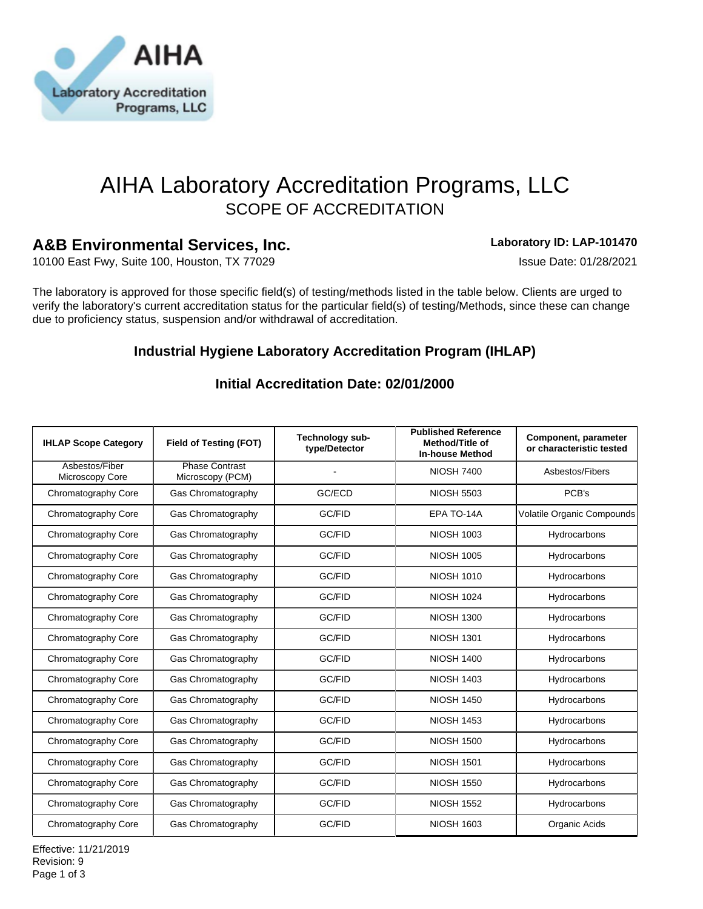# AIHA Laboratory Accreditation Programs, LLC

## SCOPE OF ACCREDITATION

**A&B Environmental Services, Inc.**

10100 East Fwy, Suite 100, Houston, TX 77029

**Laboratory ID: LAP-101470**

Issue Date: 01/28/2021

The laboratory is approved for those specific field(s) of testing/methods listed in the table below. Clients are urged to verify the laboratory's current accreditation status for the particular field(s) of testing/Methods, since these can change due to proficiency status, suspension and/or withdrawal of accreditation.

### Industrial Hygiene Laboratory Accreditation Program (IHLAP)

### Initial Accreditation Date: 02/01/2000

| IHLAP Scope Category | Field of Testing (FOT) | Technology sub-type/Detector | Published Reference Method/Title of In-house Method | Component, parameter or characteristic tested |
|---|---|---|---|---|
| Asbestos/Fiber Microscopy Core | Phase Contrast Microscopy (PCM) | - | NIOSH 7400 | Asbestos/Fibers |
| Chromatography Core | Gas Chromatography | GC/ECD | NIOSH 5503 | PCB's |
| Chromatography Core | Gas Chromatography | GC/FID | EPA TO-14A | Volatile Organic Compounds |
| Chromatography Core | Gas Chromatography | GC/FID | NIOSH 1003 | Hydrocarbons |
| Chromatography Core | Gas Chromatography | GC/FID | NIOSH 1005 | Hydrocarbons |
| Chromatography Core | Gas Chromatography | GC/FID | NIOSH 1010 | Hydrocarbons |
| Chromatography Core | Gas Chromatography | GC/FID | NIOSH 1024 | Hydrocarbons |
| Chromatography Core | Gas Chromatography | GC/FID | NIOSH 1300 | Hydrocarbons |
| Chromatography Core | Gas Chromatography | GC/FID | NIOSH 1301 | Hydrocarbons |
| Chromatography Core | Gas Chromatography | GC/FID | NIOSH 1400 | Hydrocarbons |
| Chromatography Core | Gas Chromatography | GC/FID | NIOSH 1403 | Hydrocarbons |
| Chromatography Core | Gas Chromatography | GC/FID | NIOSH 1450 | Hydrocarbons |
| Chromatography Core | Gas Chromatography | GC/FID | NIOSH 1453 | Hydrocarbons |
| Chromatography Core | Gas Chromatography | GC/FID | NIOSH 1500 | Hydrocarbons |
| Chromatography Core | Gas Chromatography | GC/FID | NIOSH 1501 | Hydrocarbons |
| Chromatography Core | Gas Chromatography | GC/FID | NIOSH 1550 | Hydrocarbons |
| Chromatography Core | Gas Chromatography | GC/FID | NIOSH 1552 | Hydrocarbons |
| Chromatography Core | Gas Chromatography | GC/FID | NIOSH 1603 | Organic Acids |

Effective: 11/21/2019
Revision: 9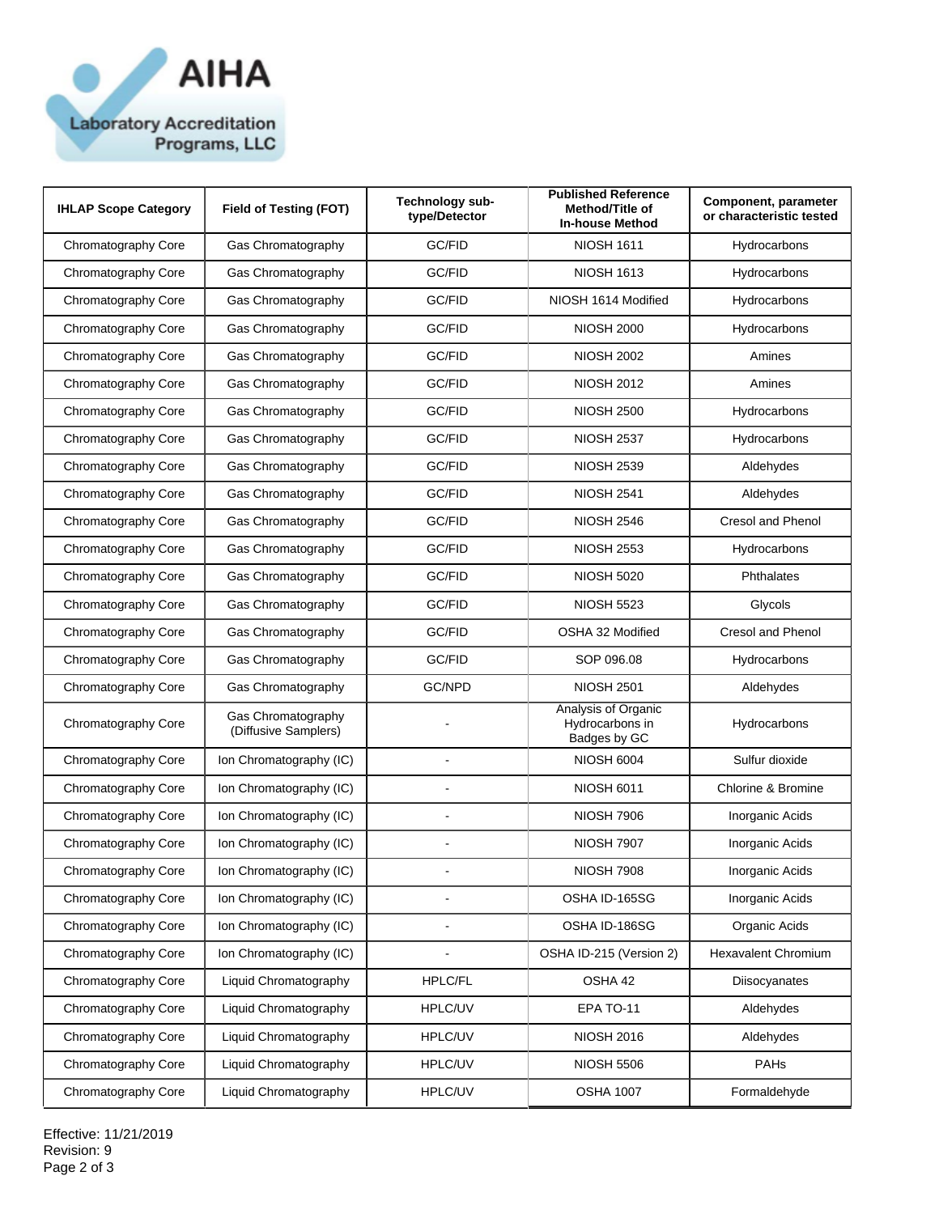| IHLAP Scope Category | Field of Testing (FOT) | Technology sub-type/Detector | Published Reference Method/Title of In-house Method | Component, parameter or characteristic tested |
|---|---|---|---|---|
| Chromatography Core | Gas Chromatography | GC/FID | NIOSH 1611 | Hydrocarbons |
| Chromatography Core | Gas Chromatography | GC/FID | NIOSH 1613 | Hydrocarbons |
| Chromatography Core | Gas Chromatography | GC/FID | NIOSH 1614 Modified | Hydrocarbons |
| Chromatography Core | Gas Chromatography | GC/FID | NIOSH 2000 | Hydrocarbons |
| Chromatography Core | Gas Chromatography | GC/FID | NIOSH 2002 | Amines |
| Chromatography Core | Gas Chromatography | GC/FID | NIOSH 2012 | Amines |
| Chromatography Core | Gas Chromatography | GC/FID | NIOSH 2500 | Hydrocarbons |
| Chromatography Core | Gas Chromatography | GC/FID | NIOSH 2537 | Hydrocarbons |
| Chromatography Core | Gas Chromatography | GC/FID | NIOSH 2539 | Aldehydes |
| Chromatography Core | Gas Chromatography | GC/FID | NIOSH 2541 | Aldehydes |
| Chromatography Core | Gas Chromatography | GC/FID | NIOSH 2546 | Cresol and Phenol |
| Chromatography Core | Gas Chromatography | GC/FID | NIOSH 2553 | Hydrocarbons |
| Chromatography Core | Gas Chromatography | GC/FID | NIOSH 5020 | Phthalates |
| Chromatography Core | Gas Chromatography | GC/FID | NIOSH 5523 | Glycols |
| Chromatography Core | Gas Chromatography | GC/FID | OSHA 32 Modified | Cresol and Phenol |
| Chromatography Core | Gas Chromatography | GC/FID | SOP 096.08 | Hydrocarbons |
| Chromatography Core | Gas Chromatography | GC/NPD | NIOSH 2501 | Aldehydes |
| Chromatography Core | Gas Chromatography (Diffusive Samplers) | - | Analysis of Organic Hydrocarbons in Badges by GC | Hydrocarbons |
| Chromatography Core | Ion Chromatography (IC) | - | NIOSH 6004 | Sulfur dioxide |
| Chromatography Core | Ion Chromatography (IC) | - | NIOSH 6011 | Chlorine & Bromine |
| Chromatography Core | Ion Chromatography (IC) | - | NIOSH 7906 | Inorganic Acids |
| Chromatography Core | Ion Chromatography (IC) | - | NIOSH 7907 | Inorganic Acids |
| Chromatography Core | Ion Chromatography (IC) | - | NIOSH 7908 | Inorganic Acids |
| Chromatography Core | Ion Chromatography (IC) | - | OSHA ID-165SG | Inorganic Acids |
| Chromatography Core | Ion Chromatography (IC) | - | OSHA ID-186SG | Organic Acids |
| Chromatography Core | Ion Chromatography (IC) | - | OSHA ID-215 (Version 2) | Hexavalent Chromium |
| Chromatography Core | Liquid Chromatography | HPLC/FL | OSHA 42 | Diisocyanates |
| Chromatography Core | Liquid Chromatography | HPLC/UV | EPA TO-11 | Aldehydes |
| Chromatography Core | Liquid Chromatography | HPLC/UV | NIOSH 2016 | Aldehydes |
| Chromatography Core | Liquid Chromatography | HPLC/UV | NIOSH 5506 | PAHs |
| Chromatography Core | Liquid Chromatography | HPLC/UV | OSHA 1007 | Formaldehyde |

Effective: 11/21/2019
Revision: 9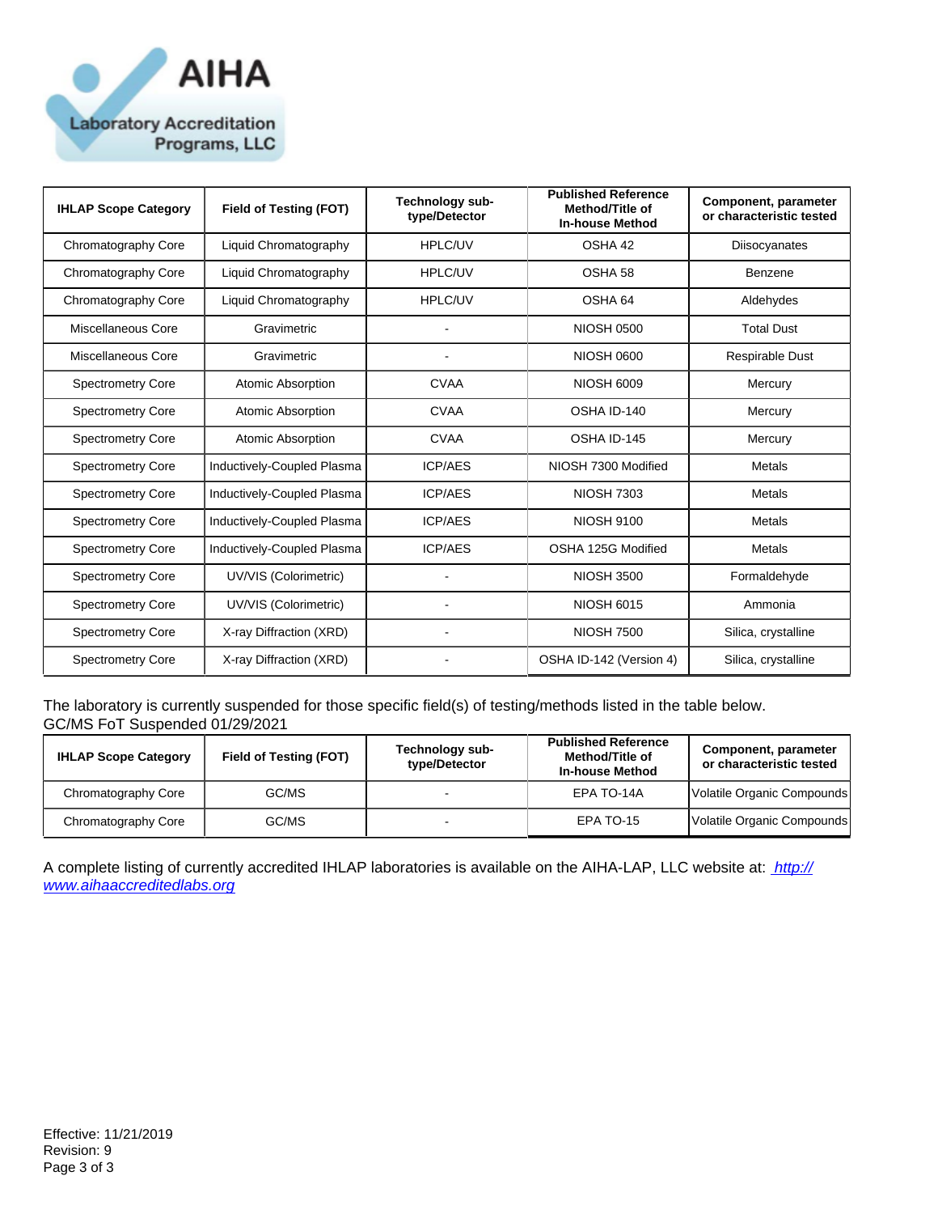| IHLAP Scope Category | Field of Testing (FOT) | Technology sub-type/Detector | Published Reference Method/Title of In-house Method | Component, parameter or characteristic tested |
|---|---|---|---|---|
| Chromatography Core | Liquid Chromatography | HPLC/UV | OSHA 42 | Diisocyanates |
| Chromatography Core | Liquid Chromatography | HPLC/UV | OSHA 58 | Benzene |
| Chromatography Core | Liquid Chromatography | HPLC/UV | OSHA 64 | Aldehydes |
| Miscellaneous Core | Gravimetric | - | NIOSH 0500 | Total Dust |
| Miscellaneous Core | Gravimetric | - | NIOSH 0600 | Respirable Dust |
| Spectrometry Core | Atomic Absorption | CVAA | NIOSH 6009 | Mercury |
| Spectrometry Core | Atomic Absorption | CVAA | OSHA ID-140 | Mercury |
| Spectrometry Core | Atomic Absorption | CVAA | OSHA ID-145 | Mercury |
| Spectrometry Core | Inductively-Coupled Plasma | ICP/AES | NIOSH 7300 Modified | Metals |
| Spectrometry Core | Inductively-Coupled Plasma | ICP/AES | NIOSH 7303 | Metals |
| Spectrometry Core | Inductively-Coupled Plasma | ICP/AES | NIOSH 9100 | Metals |
| Spectrometry Core | Inductively-Coupled Plasma | ICP/AES | OSHA 125G Modified | Metals |
| Spectrometry Core | UV/VIS (Colorimetric) | - | NIOSH 3500 | Formaldehyde |
| Spectrometry Core | UV/VIS (Colorimetric) | - | NIOSH 6015 | Ammonia |
| Spectrometry Core | X-ray Diffraction (XRD) | - | NIOSH 7500 | Silica, crystalline |
| Spectrometry Core | X-ray Diffraction (XRD) | - | OSHA ID-142 (Version 4) | Silica, crystalline |

The laboratory is currently suspended for those specific field(s) of testing/methods listed in the table below.
GC/MS FoT Suspended 01/29/2021

| IHLAP Scope Category | Field of Testing (FOT) | Technology sub-type/Detector | Published Reference Method/Title of In-house Method | Component, parameter or characteristic tested |
|---|---|---|---|---|
| Chromatography Core | GC/MS | - | EPA TO-14A | Volatile Organic Compounds |
| Chromatography Core | GC/MS | - | EPA TO-15 | Volatile Organic Compounds |

A complete listing of currently accredited IHLAP laboratories is available on the AIHA-LAP, LLC website at: *http://www.aihaaccreditedlabs.org*

Effective: 11/21/2019
Revision: 9